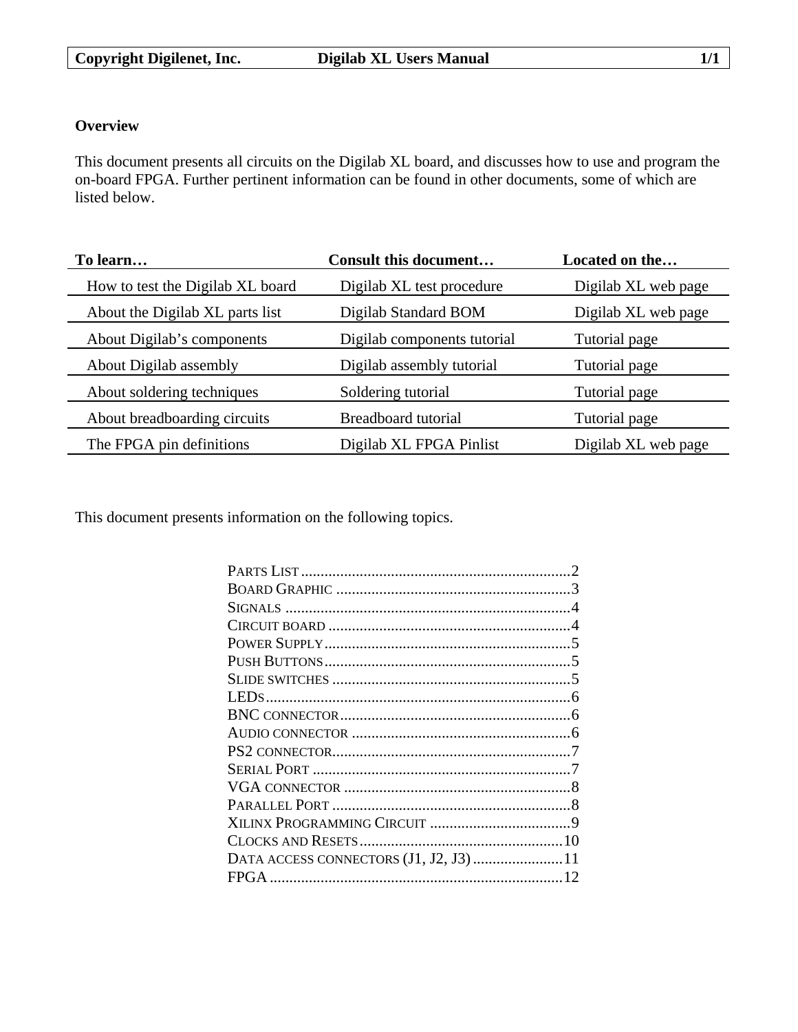## Overview

This document presents all circuits on the Digilab XL board, and discusses how to use and program the on-board FPGA. Further pertinent information can be found in other documents, some of which are listed below.

| To learn… | Consult this document… | Located on the… |
| --- | --- | --- |
| How to test the Digilab XL board | Digilab XL test procedure | Digilab XL web page |
| About the Digilab XL parts list | Digilab Standard BOM | Digilab XL web page |
| About Digilab's components | Digilab components tutorial | Tutorial page |
| About Digilab assembly | Digilab assembly tutorial | Tutorial page |
| About soldering techniques | Soldering tutorial | Tutorial page |
| About breadboarding circuits | Breadboard tutorial | Tutorial page |
| The FPGA pin definitions | Digilab XL FPGA Pinlist | Digilab XL web page |

This document presents information on the following topics.

- Parts List .......... 2
- Board Graphic .......... 3
- Signals .......... 4
- Circuit board .......... 4
- Power Supply .......... 5
- Push Buttons .......... 5
- Slide switches .......... 5
- LEDs .......... 6
- BNC connector .......... 6
- Audio connector .......... 6
- PS2 connector .......... 7
- Serial Port .......... 7
- VGA connector .......... 8
- Parallel Port .......... 8
- Xilinx Programming Circuit .......... 9
- Clocks and Resets .......... 10
- Data access connectors (J1, J2, J3) .......... 11
- FPGA .......... 12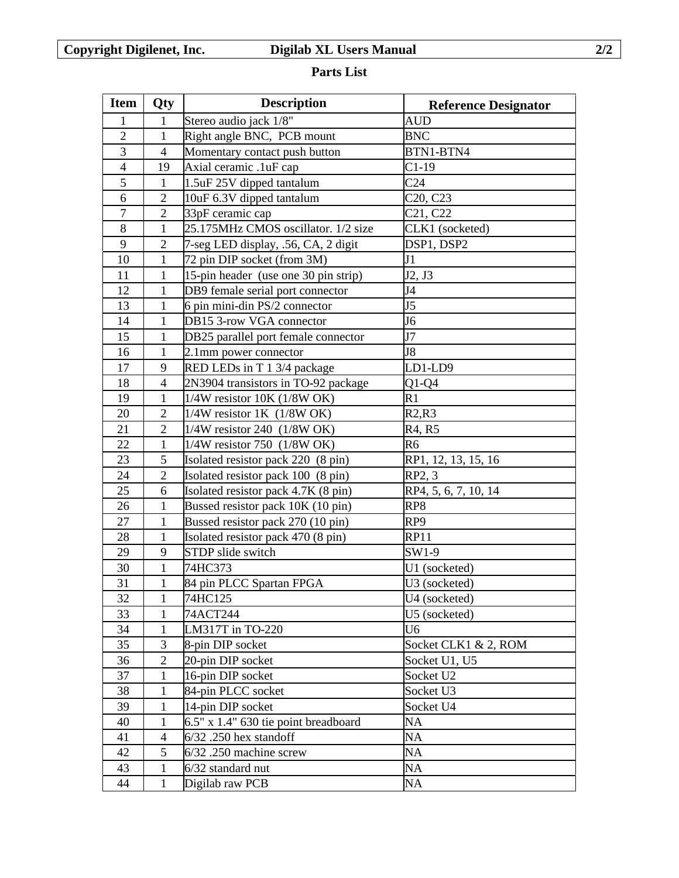## Parts List

| Item | Qty | Description | Reference Designator |
|---|---|---|---|
| 1 | 1 | Stereo audio jack 1/8" | AUD |
| 2 | 1 | Right angle BNC, PCB mount | BNC |
| 3 | 4 | Momentary contact push button | BTN1-BTN4 |
| 4 | 19 | Axial ceramic .1uF cap | C1-19 |
| 5 | 1 | 1.5uF 25V dipped tantalum | C24 |
| 6 | 2 | 10uF 6.3V dipped tantalum | C20, C23 |
| 7 | 2 | 33pF ceramic cap | C21, C22 |
| 8 | 1 | 25.175MHz CMOS oscillator. 1/2 size | CLK1 (socketed) |
| 9 | 2 | 7-seg LED display, .56, CA, 2 digit | DSP1, DSP2 |
| 10 | 1 | 72 pin DIP socket (from 3M) | J1 |
| 11 | 1 | 15-pin header (use one 30 pin strip) | J2, J3 |
| 12 | 1 | DB9 female serial port connector | J4 |
| 13 | 1 | 6 pin mini-din PS/2 connector | J5 |
| 14 | 1 | DB15 3-row VGA connector | J6 |
| 15 | 1 | DB25 parallel port female connector | J7 |
| 16 | 1 | 2.1mm power connector | J8 |
| 17 | 9 | RED LEDs in T 1 3/4 package | LD1-LD9 |
| 18 | 4 | 2N3904 transistors in TO-92 package | Q1-Q4 |
| 19 | 1 | 1/4W resistor 10K (1/8W OK) | R1 |
| 20 | 2 | 1/4W resistor 1K (1/8W OK) | R2,R3 |
| 21 | 2 | 1/4W resistor 240 (1/8W OK) | R4, R5 |
| 22 | 1 | 1/4W resistor 750 (1/8W OK) | R6 |
| 23 | 5 | Isolated resistor pack 220 (8 pin) | RP1, 12, 13, 15, 16 |
| 24 | 2 | Isolated resistor pack 100 (8 pin) | RP2, 3 |
| 25 | 6 | Isolated resistor pack 4.7K (8 pin) | RP4, 5, 6, 7, 10, 14 |
| 26 | 1 | Bussed resistor pack 10K (10 pin) | RP8 |
| 27 | 1 | Bussed resistor pack 270 (10 pin) | RP9 |
| 28 | 1 | Isolated resistor pack 470 (8 pin) | RP11 |
| 29 | 9 | STDP slide switch | SW1-9 |
| 30 | 1 | 74HC373 | U1 (socketed) |
| 31 | 1 | 84 pin PLCC Spartan FPGA | U3 (socketed) |
| 32 | 1 | 74HC125 | U4 (socketed) |
| 33 | 1 | 74ACT244 | U5 (socketed) |
| 34 | 1 | LM317T in TO-220 | U6 |
| 35 | 3 | 8-pin DIP socket | Socket CLK1 & 2, ROM |
| 36 | 2 | 20-pin DIP socket | Socket U1, U5 |
| 37 | 1 | 16-pin DIP socket | Socket U2 |
| 38 | 1 | 84-pin PLCC socket | Socket U3 |
| 39 | 1 | 14-pin DIP socket | Socket U4 |
| 40 | 1 | 6.5" x 1.4" 630 tie point breadboard | NA |
| 41 | 4 | 6/32 .250 hex standoff | NA |
| 42 | 5 | 6/32 .250 machine screw | NA |
| 43 | 1 | 6/32 standard nut | NA |
| 44 | 1 | Digilab raw PCB | NA |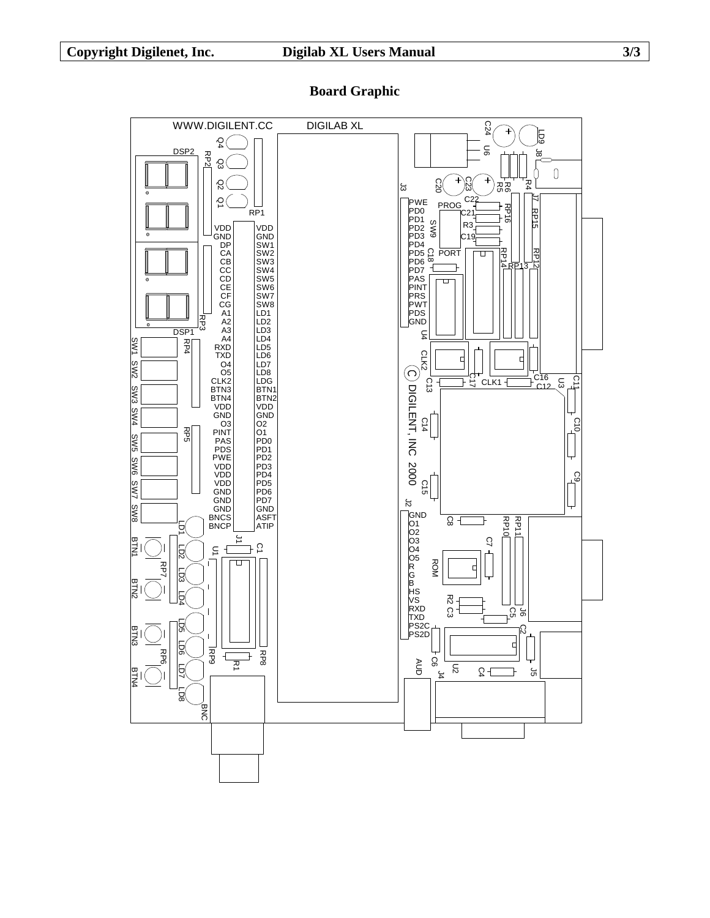# Board Graphic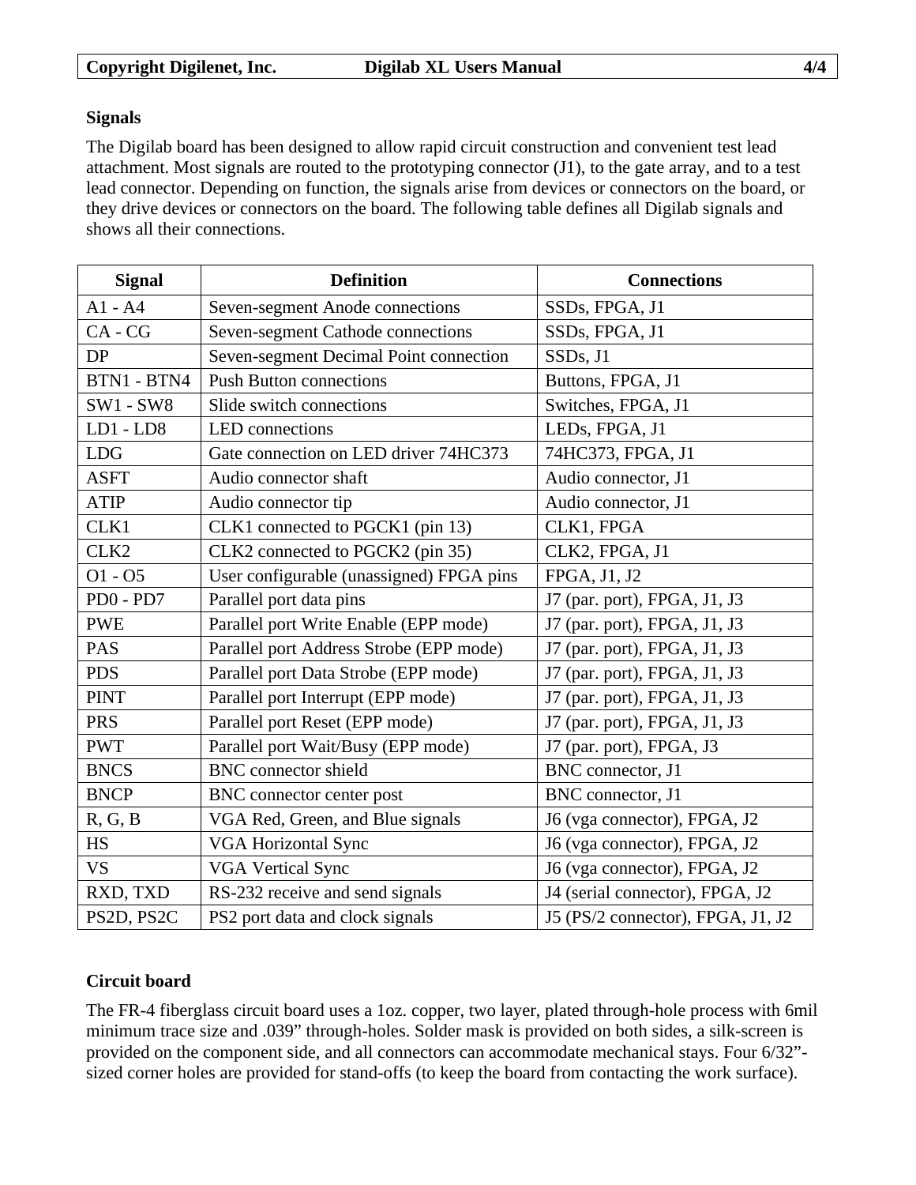## Signals

The Digilab board has been designed to allow rapid circuit construction and convenient test lead attachment. Most signals are routed to the prototyping connector (J1), to the gate array, and to a test lead connector. Depending on function, the signals arise from devices or connectors on the board, or they drive devices or connectors on the board. The following table defines all Digilab signals and shows all their connections.

| Signal | Definition | Connections |
|---|---|---|
| A1 - A4 | Seven-segment Anode connections | SSDs, FPGA, J1 |
| CA - CG | Seven-segment Cathode connections | SSDs, FPGA, J1 |
| DP | Seven-segment Decimal Point connection | SSDs, J1 |
| BTN1 - BTN4 | Push Button connections | Buttons, FPGA, J1 |
| SW1 - SW8 | Slide switch connections | Switches, FPGA, J1 |
| LD1 - LD8 | LED connections | LEDs, FPGA, J1 |
| LDG | Gate connection on LED driver 74HC373 | 74HC373, FPGA, J1 |
| ASFT | Audio connector shaft | Audio connector, J1 |
| ATIP | Audio connector tip | Audio connector, J1 |
| CLK1 | CLK1 connected to PGCK1 (pin 13) | CLK1, FPGA |
| CLK2 | CLK2 connected to PGCK2 (pin 35) | CLK2, FPGA, J1 |
| O1 - O5 | User configurable (unassigned) FPGA pins | FPGA, J1, J2 |
| PD0 - PD7 | Parallel port data pins | J7 (par. port), FPGA, J1, J3 |
| PWE | Parallel port Write Enable (EPP mode) | J7 (par. port), FPGA, J1, J3 |
| PAS | Parallel port Address Strobe (EPP mode) | J7 (par. port), FPGA, J1, J3 |
| PDS | Parallel port Data Strobe (EPP mode) | J7 (par. port), FPGA, J1, J3 |
| PINT | Parallel port Interrupt (EPP mode) | J7 (par. port), FPGA, J1, J3 |
| PRS | Parallel port Reset (EPP mode) | J7 (par. port), FPGA, J1, J3 |
| PWT | Parallel port Wait/Busy (EPP mode) | J7 (par. port), FPGA, J3 |
| BNCS | BNC connector shield | BNC connector, J1 |
| BNCP | BNC connector center post | BNC connector, J1 |
| R, G, B | VGA Red, Green, and Blue signals | J6 (vga connector), FPGA, J2 |
| HS | VGA Horizontal Sync | J6 (vga connector), FPGA, J2 |
| VS | VGA Vertical Sync | J6 (vga connector), FPGA, J2 |
| RXD, TXD | RS-232 receive and send signals | J4 (serial connector), FPGA, J2 |
| PS2D, PS2C | PS2 port data and clock signals | J5 (PS/2 connector), FPGA, J1, J2 |

## Circuit board

The FR-4 fiberglass circuit board uses a 1oz. copper, two layer, plated through-hole process with 6mil minimum trace size and .039" through-holes. Solder mask is provided on both sides, a silk-screen is provided on the component side, and all connectors can accommodate mechanical stays. Four 6/32"-sized corner holes are provided for stand-offs (to keep the board from contacting the work surface).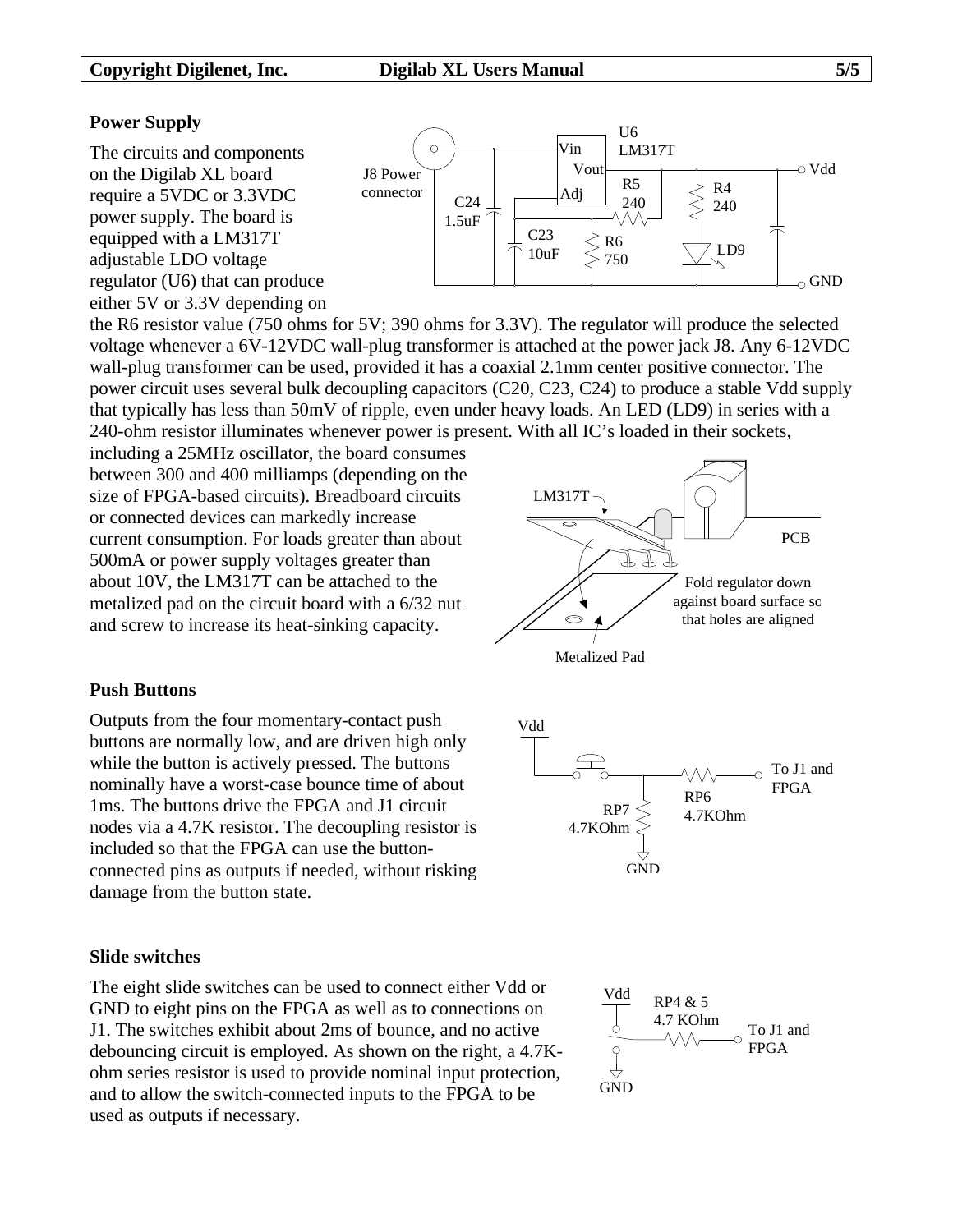## Power Supply

The circuits and components on the Digilab XL board require a 5VDC or 3.3VDC power supply. The board is equipped with a LM317T adjustable LDO voltage regulator (U6) that can produce either 5V or 3.3V depending on the R6 resistor value (750 ohms for 5V; 390 ohms for 3.3V). The regulator will produce the selected voltage whenever a 6V-12VDC wall-plug transformer is attached at the power jack J8. Any 6-12VDC wall-plug transformer can be used, provided it has a coaxial 2.1mm center positive connector. The power circuit uses several bulk decoupling capacitors (C20, C23, C24) to produce a stable Vdd supply that typically has less than 50mV of ripple, even under heavy loads. An LED (LD9) in series with a 240-ohm resistor illuminates whenever power is present. With all IC's loaded in their sockets, including a 25MHz oscillator, the board consumes between 300 and 400 milliamps (depending on the size of FPGA-based circuits). Breadboard circuits or connected devices can markedly increase current consumption. For loads greater than about 500mA or power supply voltages greater than about 10V, the LM317T can be attached to the metalized pad on the circuit board with a 6/32 nut and screw to increase its heat-sinking capacity.

## Push Buttons

Outputs from the four momentary-contact push buttons are normally low, and are driven high only while the button is actively pressed. The buttons nominally have a worst-case bounce time of about 1ms. The buttons drive the FPGA and J1 circuit nodes via a 4.7K resistor. The decoupling resistor is included so that the FPGA can use the button-connected pins as outputs if needed, without risking damage from the button state.

## Slide switches

The eight slide switches can be used to connect either Vdd or GND to eight pins on the FPGA as well as to connections on J1. The switches exhibit about 2ms of bounce, and no active debouncing circuit is employed. As shown on the right, a 4.7K-ohm series resistor is used to provide nominal input protection, and to allow the switch-connected inputs to the FPGA to be used as outputs if necessary.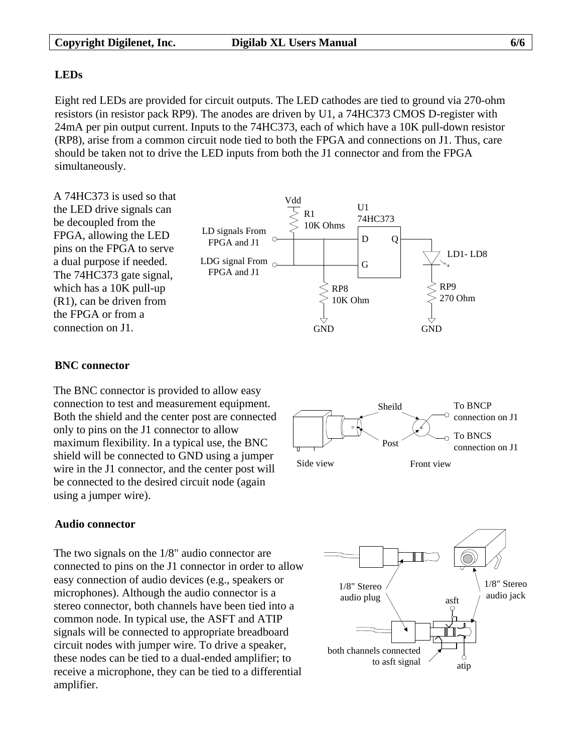## LEDs

Eight red LEDs are provided for circuit outputs. The LED cathodes are tied to ground via 270-ohm resistors (in resistor pack RP9). The anodes are driven by U1, a 74HC373 CMOS D-register with 24mA per pin output current. Inputs to the 74HC373, each of which have a 10K pull-down resistor (RP8), arise from a common circuit node tied to both the FPGA and connections on J1. Thus, care should be taken not to drive the LED inputs from both the J1 connector and from the FPGA simultaneously.

A 74HC373 is used so that the LED drive signals can be decoupled from the FPGA, allowing the LED pins on the FPGA to serve a dual purpose if needed. The 74HC373 gate signal, which has a 10K pull-up (R1), can be driven from the FPGA or from a connection on J1.

## BNC connector

The BNC connector is provided to allow easy connection to test and measurement equipment. Both the shield and the center post are connected only to pins on the J1 connector to allow maximum flexibility. In a typical use, the BNC shield will be connected to GND using a jumper wire in the J1 connector, and the center post will be connected to the desired circuit node (again using a jumper wire).

## Audio connector

The two signals on the 1/8" audio connector are connected to pins on the J1 connector in order to allow easy connection of audio devices (e.g., speakers or microphones). Although the audio connector is a stereo connector, both channels have been tied into a common node. In typical use, the ASFT and ATIP signals will be connected to appropriate breadboard circuit nodes with jumper wire. To drive a speaker, these nodes can be tied to a dual-ended amplifier; to receive a microphone, they can be tied to a differential amplifier.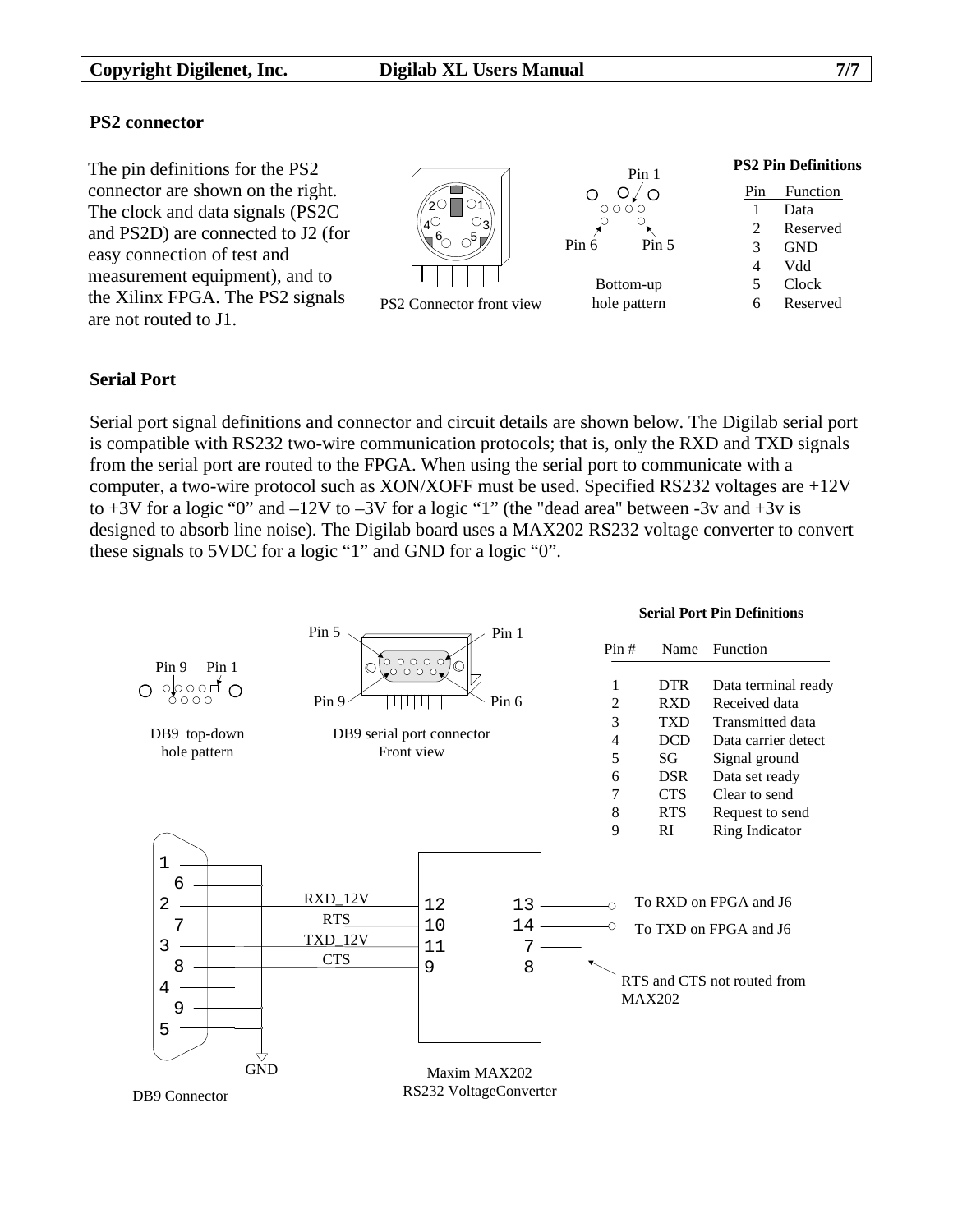## PS2 connector

The pin definitions for the PS2 connector are shown on the right. The clock and data signals (PS2C and PS2D) are connected to J2 (for easy connection of test and measurement equipment), and to the Xilinx FPGA. The PS2 signals are not routed to J1.

PS2 Connector front view

Bottom-up hole pattern

**PS2 Pin Definitions**

| Pin | Function |
|---|---|
| 1 | Data |
| 2 | Reserved |
| 3 | GND |
| 4 | Vdd |
| 5 | Clock |
| 6 | Reserved |

## Serial Port

Serial port signal definitions and connector and circuit details are shown below. The Digilab serial port is compatible with RS232 two-wire communication protocols; that is, only the RXD and TXD signals from the serial port are routed to the FPGA. When using the serial port to communicate with a computer, a two-wire protocol such as XON/XOFF must be used. Specified RS232 voltages are +12V to +3V for a logic "0" and –12V to –3V for a logic "1" (the "dead area" between -3v and +3v is designed to absorb line noise). The Digilab board uses a MAX202 RS232 voltage converter to convert these signals to 5VDC for a logic "1" and GND for a logic "0".

DB9 top-down hole pattern

DB9 serial port connector Front view

**Serial Port Pin Definitions**

| Pin # | Name | Function |
|---|---|---|
| 1 | DTR | Data terminal ready |
| 2 | RXD | Received data |
| 3 | TXD | Transmitted data |
| 4 | DCD | Data carrier detect |
| 5 | SG | Signal ground |
| 6 | DSR | Data set ready |
| 7 | CTS | Clear to send |
| 8 | RTS | Request to send |
| 9 | RI | Ring Indicator |

To RXD on FPGA and J6

To TXD on FPGA and J6

RTS and CTS not routed from MAX202

DB9 Connector

Maxim MAX202 RS232 VoltageConverter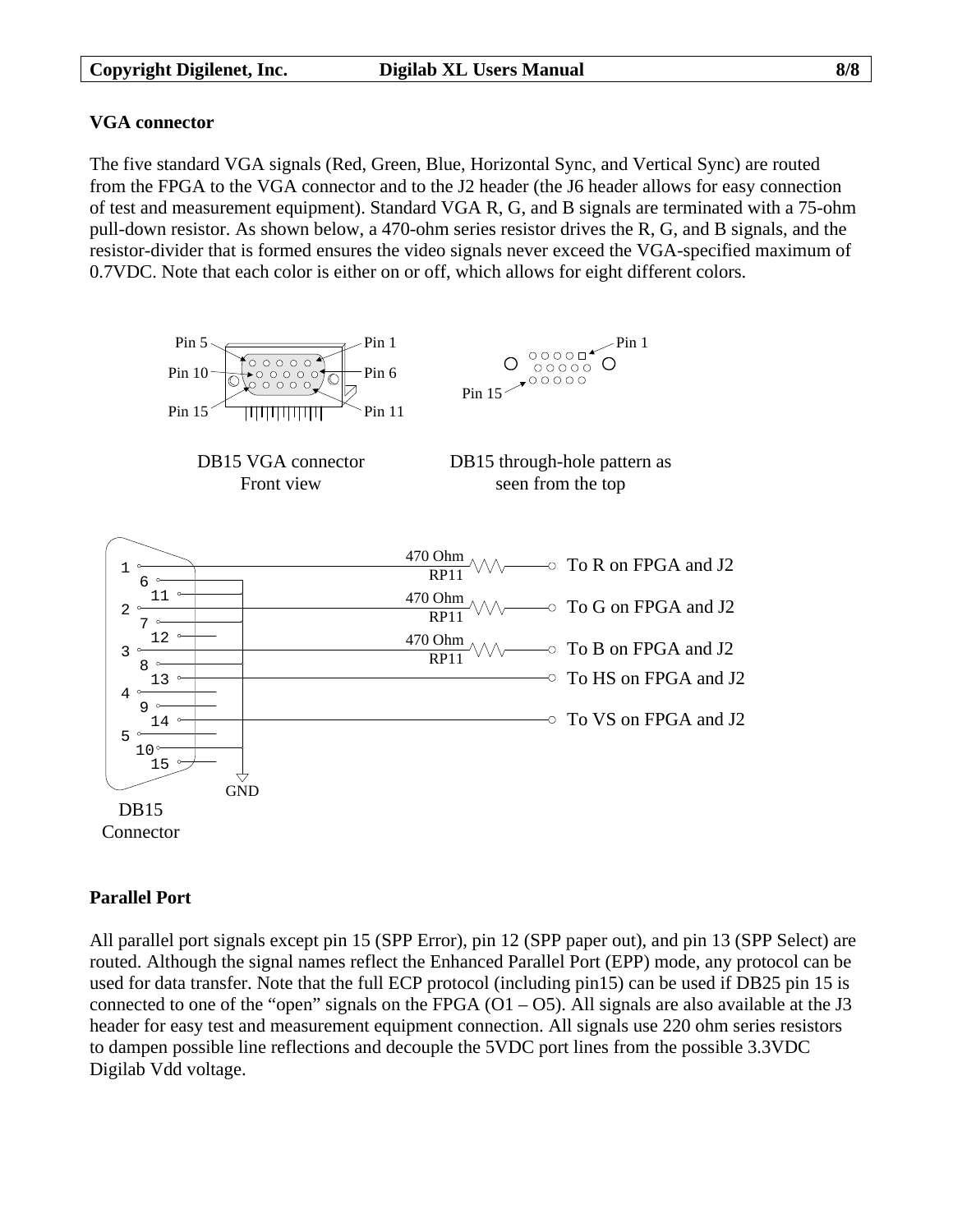## VGA connector

The five standard VGA signals (Red, Green, Blue, Horizontal Sync, and Vertical Sync) are routed from the FPGA to the VGA connector and to the J2 header (the J6 header allows for easy connection of test and measurement equipment). Standard VGA R, G, and B signals are terminated with a 75-ohm pull-down resistor. As shown below, a 470-ohm series resistor drives the R, G, and B signals, and the resistor-divider that is formed ensures the video signals never exceed the VGA-specified maximum of 0.7VDC. Note that each color is either on or off, which allows for eight different colors.

DB15 VGA connector Front view

DB15 through-hole pattern as seen from the top

DB15 Connector

## Parallel Port

All parallel port signals except pin 15 (SPP Error), pin 12 (SPP paper out), and pin 13 (SPP Select) are routed. Although the signal names reflect the Enhanced Parallel Port (EPP) mode, any protocol can be used for data transfer. Note that the full ECP protocol (including pin15) can be used if DB25 pin 15 is connected to one of the "open" signals on the FPGA (O1 – O5). All signals are also available at the J3 header for easy test and measurement equipment connection. All signals use 220 ohm series resistors to dampen possible line reflections and decouple the 5VDC port lines from the possible 3.3VDC Digilab Vdd voltage.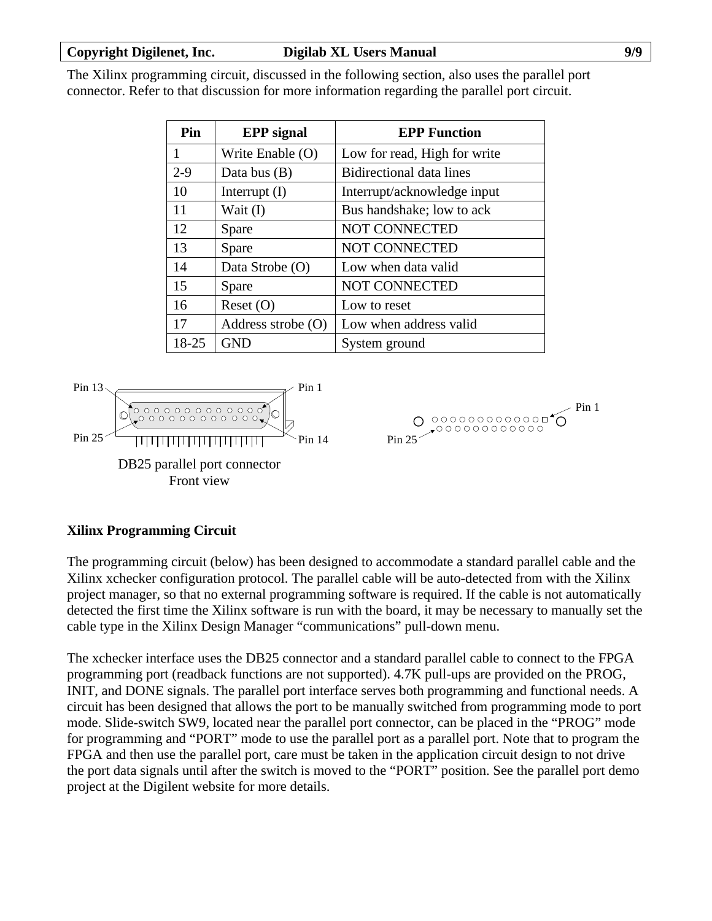The Xilinx programming circuit, discussed in the following section, also uses the parallel port connector. Refer to that discussion for more information regarding the parallel port circuit.

| Pin | EPP signal | EPP Function |
|---|---|---|
| 1 | Write Enable (O) | Low for read, High for write |
| 2-9 | Data bus (B) | Bidirectional data lines |
| 10 | Interrupt (I) | Interrupt/acknowledge input |
| 11 | Wait (I) | Bus handshake; low to ack |
| 12 | Spare | NOT CONNECTED |
| 13 | Spare | NOT CONNECTED |
| 14 | Data Strobe (O) | Low when data valid |
| 15 | Spare | NOT CONNECTED |
| 16 | Reset (O) | Low to reset |
| 17 | Address strobe (O) | Low when address valid |
| 18-25 | GND | System ground |

Pin 13 Pin 1 Pin 25 Pin 14

DB25 parallel port connector
Front view

Pin 1 Pin 25

## Xilinx Programming Circuit

The programming circuit (below) has been designed to accommodate a standard parallel cable and the Xilinx xchecker configuration protocol. The parallel cable will be auto-detected from with the Xilinx project manager, so that no external programming software is required. If the cable is not automatically detected the first time the Xilinx software is run with the board, it may be necessary to manually set the cable type in the Xilinx Design Manager "communications" pull-down menu.

The xchecker interface uses the DB25 connector and a standard parallel cable to connect to the FPGA programming port (readback functions are not supported). 4.7K pull-ups are provided on the PROG, INIT, and DONE signals. The parallel port interface serves both programming and functional needs. A circuit has been designed that allows the port to be manually switched from programming mode to port mode. Slide-switch SW9, located near the parallel port connector, can be placed in the "PROG" mode for programming and "PORT" mode to use the parallel port as a parallel port. Note that to program the FPGA and then use the parallel port, care must be taken in the application circuit design to not drive the port data signals until after the switch is moved to the "PORT" position. See the parallel port demo project at the Digilent website for more details.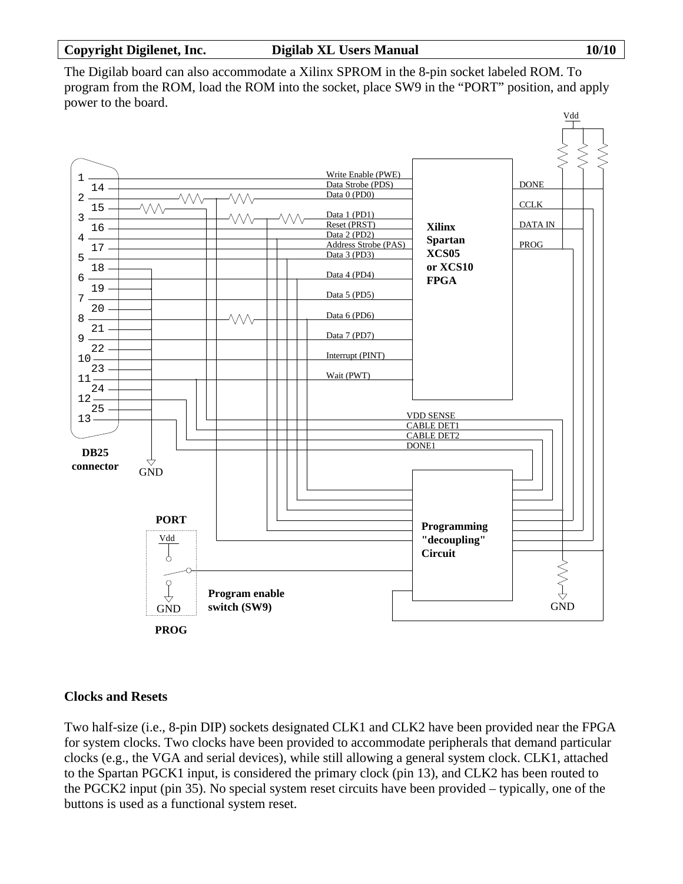The Digilab board can also accommodate a Xilinx SPROM in the 8-pin socket labeled ROM. To program from the ROM, load the ROM into the socket, place SW9 in the "PORT" position, and apply power to the board.

Vdd

1
14
2
15
3
16
4
17
5
18
6
19
7
20
8
21
9
22
10
23
11
24
12
25
13

Write Enable (PWE)
Data Strobe (PDS)
Data 0 (PD0)
Data 1 (PD1)
Reset (PRST)
Data 2 (PD2)
Address Strobe (PAS)
Data 3 (PD3)
Data 4 (PD4)
Data 5 (PD5)
Data 6 (PD6)
Data 7 (PD7)
Interrupt (PINT)
Wait (PWT)

**Xilinx Spartan XCS05 or XCS10 FPGA**

DONE
CCLK
DATA IN
PROG

VDD SENSE
CABLE DET1
CABLE DET2
DONE1

**DB25 connector**

GND

**PORT**

Vdd

GND

**PROG**

**Program enable switch (SW9)**

**Programming "decoupling" Circuit**

GND

## Clocks and Resets

Two half-size (i.e., 8-pin DIP) sockets designated CLK1 and CLK2 have been provided near the FPGA for system clocks. Two clocks have been provided to accommodate peripherals that demand particular clocks (e.g., the VGA and serial devices), while still allowing a general system clock. CLK1, attached to the Spartan PGCK1 input, is considered the primary clock (pin 13), and CLK2 has been routed to the PGCK2 input (pin 35). No special system reset circuits have been provided – typically, one of the buttons is used as a functional system reset.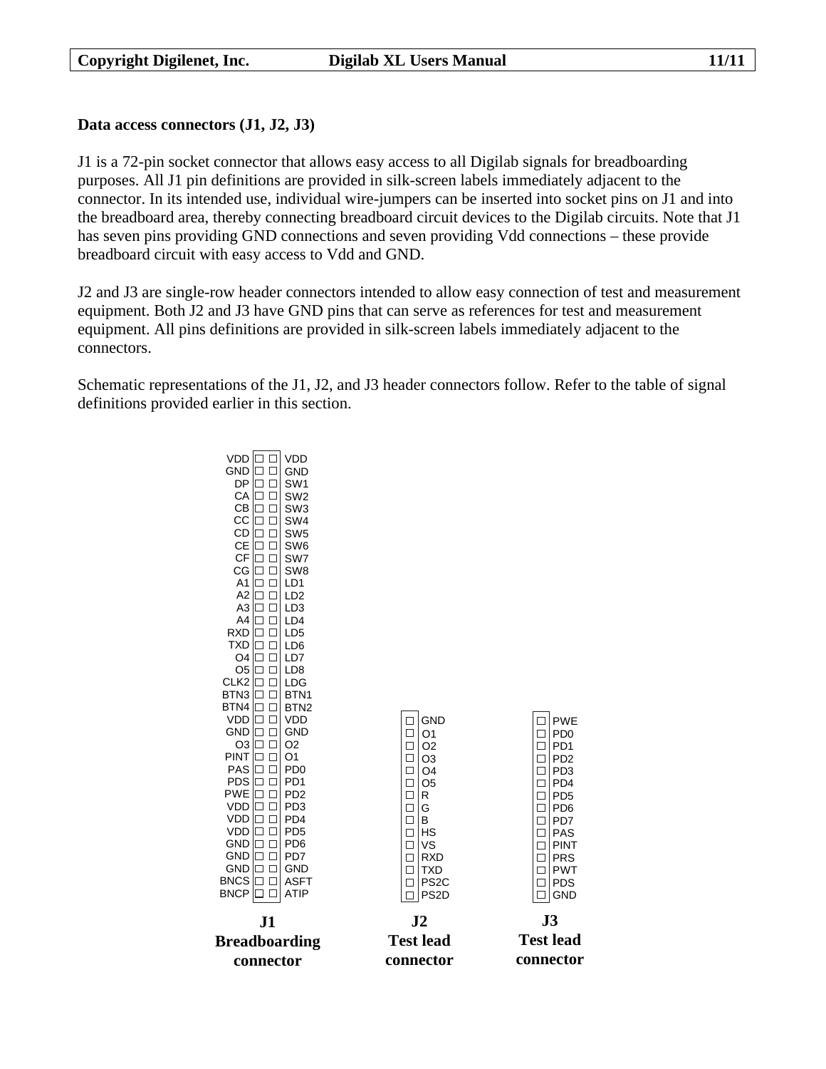**Data access connectors (J1, J2, J3)**

J1 is a 72-pin socket connector that allows easy access to all Digilab signals for breadboarding purposes. All J1 pin definitions are provided in silk-screen labels immediately adjacent to the connector. In its intended use, individual wire-jumpers can be inserted into socket pins on J1 and into the breadboard area, thereby connecting breadboard circuit devices to the Digilab circuits. Note that J1 has seven pins providing GND connections and seven providing Vdd connections – these provide breadboard circuit with easy access to Vdd and GND.

J2 and J3 are single-row header connectors intended to allow easy connection of test and measurement equipment. Both J2 and J3 have GND pins that can serve as references for test and measurement equipment. All pins definitions are provided in silk-screen labels immediately adjacent to the connectors.

Schematic representations of the J1, J2, and J3 header connectors follow. Refer to the table of signal definitions provided earlier in this section.

**J1 Breadboarding connector**

| Left | Right |
|---|---|
| VDD | VDD |
| GND | GND |
| DP | SW1 |
| CA | SW2 |
| CB | SW3 |
| CC | SW4 |
| CD | SW5 |
| CE | SW6 |
| CF | SW7 |
| CG | SW8 |
| A1 | LD1 |
| A2 | LD2 |
| A3 | LD3 |
| A4 | LD4 |
| RXD | LD5 |
| TXD | LD6 |
| O4 | LD7 |
| O5 | LD8 |
| CLK2 | LDG |
| BTN3 | BTN1 |
| BTN4 | BTN2 |
| VDD | VDD |
| GND | GND |
| O3 | O2 |
| PINT | O1 |
| PAS | PD0 |
| PDS | PD1 |
| PWE | PD2 |
| VDD | PD3 |
| VDD | PD4 |
| VDD | PD5 |
| GND | PD6 |
| GND | PD7 |
| GND | GND |
| BNCS | ASFT |
| BNCP | ATIP |

**J2 Test lead connector**

| J2 |
|---|
| GND |
| O1 |
| O2 |
| O3 |
| O4 |
| O5 |
| R |
| G |
| B |
| HS |
| VS |
| RXD |
| TXD |
| PS2C |
| PS2D |

**J3 Test lead connector**

| J3 |
|---|
| PWE |
| PD0 |
| PD1 |
| PD2 |
| PD3 |
| PD4 |
| PD5 |
| PD6 |
| PD7 |
| PAS |
| PINT |
| PRS |
| PWT |
| PDS |
| GND |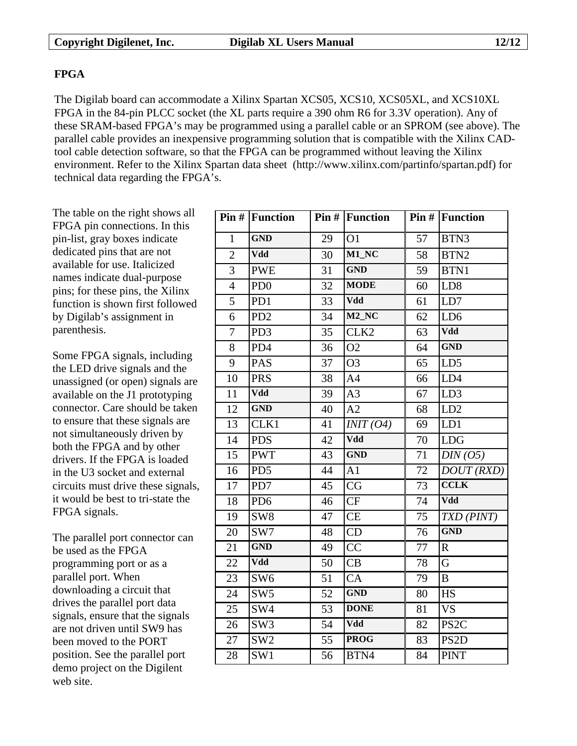## FPGA

The Digilab board can accommodate a Xilinx Spartan XCS05, XCS10, XCS05XL, and XCS10XL FPGA in the 84-pin PLCC socket (the XL parts require a 390 ohm R6 for 3.3V operation). Any of these SRAM-based FPGA's may be programmed using a parallel cable or an SPROM (see above). The parallel cable provides an inexpensive programming solution that is compatible with the Xilinx CAD-tool cable detection software, so that the FPGA can be programmed without leaving the Xilinx environment. Refer to the Xilinx Spartan data sheet (http://www.xilinx.com/partinfo/spartan.pdf) for technical data regarding the FPGA's.

The table on the right shows all FPGA pin connections. In this pin-list, gray boxes indicate dedicated pins that are not available for use. Italicized names indicate dual-purpose pins; for these pins, the Xilinx function is shown first followed by Digilab's assignment in parenthesis.

Some FPGA signals, including the LED drive signals and the unassigned (or open) signals are available on the J1 prototyping connector. Care should be taken to ensure that these signals are not simultaneously driven by both the FPGA and by other drivers. If the FPGA is loaded in the U3 socket and external circuits must drive these signals, it would be best to tri-state the FPGA signals.

The parallel port connector can be used as the FPGA programming port or as a parallel port. When downloading a circuit that drives the parallel port data signals, ensure that the signals are not driven until SW9 has been moved to the PORT position. See the parallel port demo project on the Digilent web site.

| Pin # | Function | Pin # | Function | Pin # | Function |
|---|---|---|---|---|---|
| 1 | **GND** | 29 | O1 | 57 | BTN3 |
| 2 | **Vdd** | 30 | **M1_NC** | 58 | BTN2 |
| 3 | PWE | 31 | **GND** | 59 | BTN1 |
| 4 | PD0 | 32 | **MODE** | 60 | LD8 |
| 5 | PD1 | 33 | **Vdd** | 61 | LD7 |
| 6 | PD2 | 34 | **M2_NC** | 62 | LD6 |
| 7 | PD3 | 35 | CLK2 | 63 | **Vdd** |
| 8 | PD4 | 36 | O2 | 64 | **GND** |
| 9 | PAS | 37 | O3 | 65 | LD5 |
| 10 | PRS | 38 | A4 | 66 | LD4 |
| 11 | **Vdd** | 39 | A3 | 67 | LD3 |
| 12 | **GND** | 40 | A2 | 68 | LD2 |
| 13 | CLK1 | 41 | *INIT (O4)* | 69 | LD1 |
| 14 | PDS | 42 | **Vdd** | 70 | LDG |
| 15 | PWT | 43 | **GND** | 71 | *DIN (O5)* |
| 16 | PD5 | 44 | A1 | 72 | *DOUT (RXD)* |
| 17 | PD7 | 45 | CG | 73 | **CCLK** |
| 18 | PD6 | 46 | CF | 74 | **Vdd** |
| 19 | SW8 | 47 | CE | 75 | *TXD (PINT)* |
| 20 | SW7 | 48 | CD | 76 | **GND** |
| 21 | **GND** | 49 | CC | 77 | R |
| 22 | **Vdd** | 50 | CB | 78 | G |
| 23 | SW6 | 51 | CA | 79 | B |
| 24 | SW5 | 52 | **GND** | 80 | HS |
| 25 | SW4 | 53 | **DONE** | 81 | VS |
| 26 | SW3 | 54 | **Vdd** | 82 | PS2C |
| 27 | SW2 | 55 | **PROG** | 83 | PS2D |
| 28 | SW1 | 56 | BTN4 | 84 | PINT |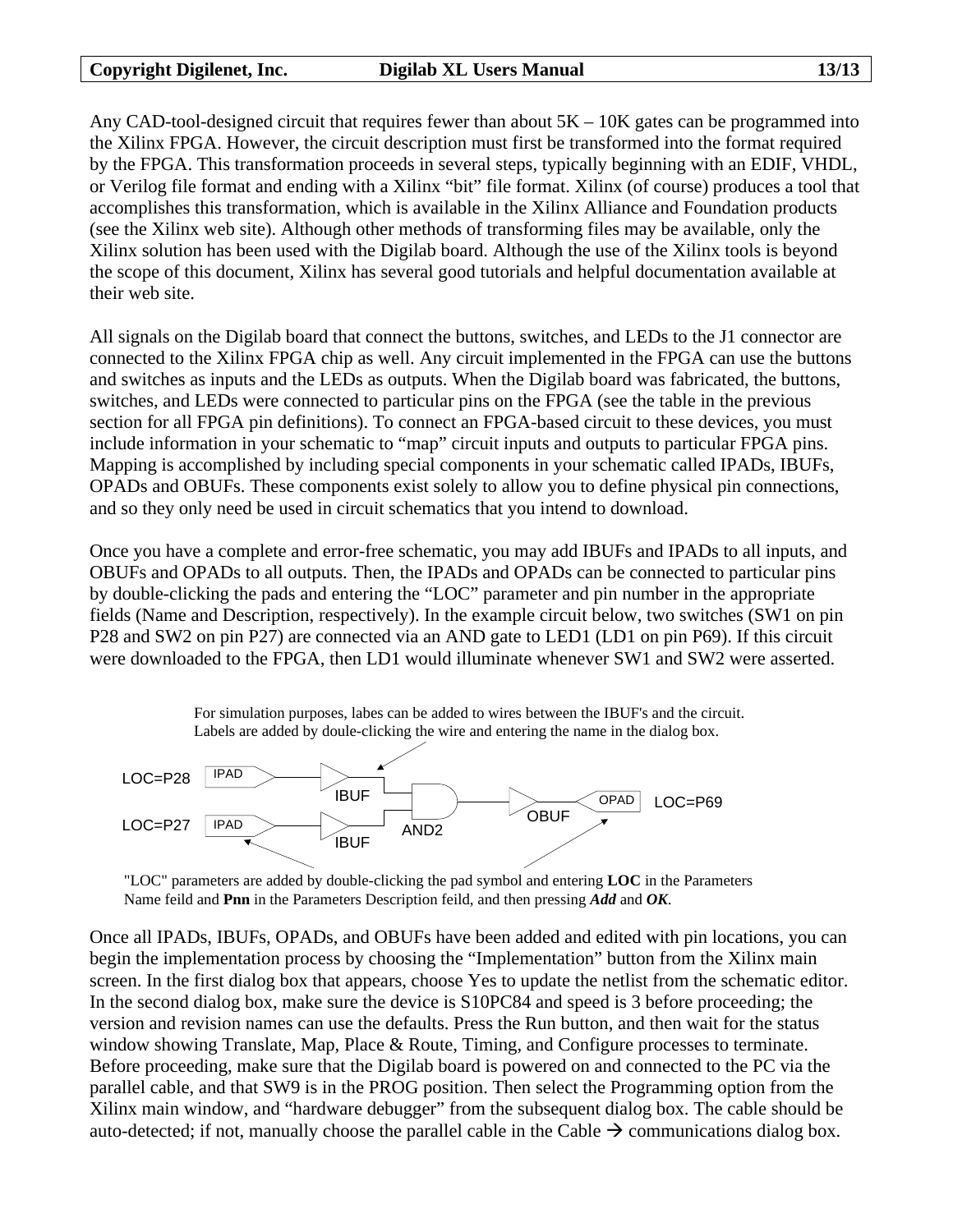Any CAD-tool-designed circuit that requires fewer than about 5K – 10K gates can be programmed into the Xilinx FPGA. However, the circuit description must first be transformed into the format required by the FPGA. This transformation proceeds in several steps, typically beginning with an EDIF, VHDL, or Verilog file format and ending with a Xilinx "bit" file format. Xilinx (of course) produces a tool that accomplishes this transformation, which is available in the Xilinx Alliance and Foundation products (see the Xilinx web site). Although other methods of transforming files may be available, only the Xilinx solution has been used with the Digilab board. Although the use of the Xilinx tools is beyond the scope of this document, Xilinx has several good tutorials and helpful documentation available at their web site.

All signals on the Digilab board that connect the buttons, switches, and LEDs to the J1 connector are connected to the Xilinx FPGA chip as well. Any circuit implemented in the FPGA can use the buttons and switches as inputs and the LEDs as outputs. When the Digilab board was fabricated, the buttons, switches, and LEDs were connected to particular pins on the FPGA (see the table in the previous section for all FPGA pin definitions). To connect an FPGA-based circuit to these devices, you must include information in your schematic to "map" circuit inputs and outputs to particular FPGA pins. Mapping is accomplished by including special components in your schematic called IPADs, IBUFs, OPADs and OBUFs. These components exist solely to allow you to define physical pin connections, and so they only need be used in circuit schematics that you intend to download.

Once you have a complete and error-free schematic, you may add IBUFs and IPADs to all inputs, and OBUFs and OPADs to all outputs. Then, the IPADs and OPADs can be connected to particular pins by double-clicking the pads and entering the "LOC" parameter and pin number in the appropriate fields (Name and Description, respectively). In the example circuit below, two switches (SW1 on pin P28 and SW2 on pin P27) are connected via an AND gate to LED1 (LD1 on pin P69). If this circuit were downloaded to the FPGA, then LD1 would illuminate whenever SW1 and SW2 were asserted.

For simulation purposes, labes can be added to wires between the IBUF's and the circuit. Labels are added by doule-clicking the wire and entering the name in the dialog box.

LOC=P28 IPAD → IBUF → AND2 → OBUF → OPAD LOC=P69

LOC=P27 IPAD → IBUF → AND2

"LOC" parameters are added by double-clicking the pad symbol and entering **LOC** in the Parameters Name feild and **Pnn** in the Parameters Description feild, and then pressing ***Add*** and ***OK***.

Once all IPADs, IBUFs, OPADs, and OBUFs have been added and edited with pin locations, you can begin the implementation process by choosing the "Implementation" button from the Xilinx main screen. In the first dialog box that appears, choose Yes to update the netlist from the schematic editor. In the second dialog box, make sure the device is S10PC84 and speed is 3 before proceeding; the version and revision names can use the defaults. Press the Run button, and then wait for the status window showing Translate, Map, Place & Route, Timing, and Configure processes to terminate. Before proceeding, make sure that the Digilab board is powered on and connected to the PC via the parallel cable, and that SW9 is in the PROG position. Then select the Programming option from the Xilinx main window, and "hardware debugger" from the subsequent dialog box. The cable should be auto-detected; if not, manually choose the parallel cable in the Cable → communications dialog box.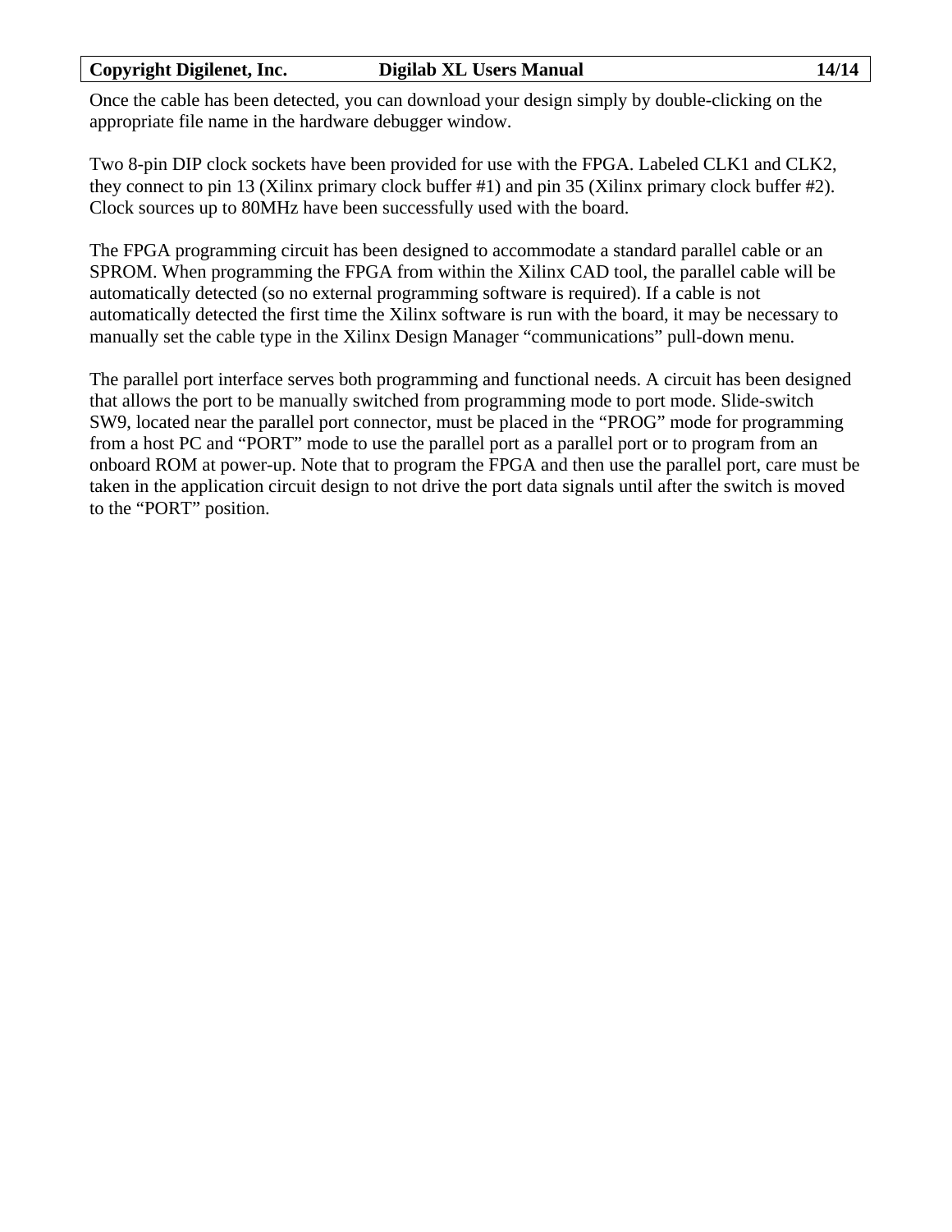Once the cable has been detected, you can download your design simply by double-clicking on the appropriate file name in the hardware debugger window.

Two 8-pin DIP clock sockets have been provided for use with the FPGA. Labeled CLK1 and CLK2, they connect to pin 13 (Xilinx primary clock buffer #1) and pin 35 (Xilinx primary clock buffer #2). Clock sources up to 80MHz have been successfully used with the board.

The FPGA programming circuit has been designed to accommodate a standard parallel cable or an SPROM. When programming the FPGA from within the Xilinx CAD tool, the parallel cable will be automatically detected (so no external programming software is required). If a cable is not automatically detected the first time the Xilinx software is run with the board, it may be necessary to manually set the cable type in the Xilinx Design Manager "communications" pull-down menu.

The parallel port interface serves both programming and functional needs. A circuit has been designed that allows the port to be manually switched from programming mode to port mode. Slide-switch SW9, located near the parallel port connector, must be placed in the "PROG" mode for programming from a host PC and "PORT" mode to use the parallel port as a parallel port or to program from an onboard ROM at power-up. Note that to program the FPGA and then use the parallel port, care must be taken in the application circuit design to not drive the port data signals until after the switch is moved to the "PORT" position.